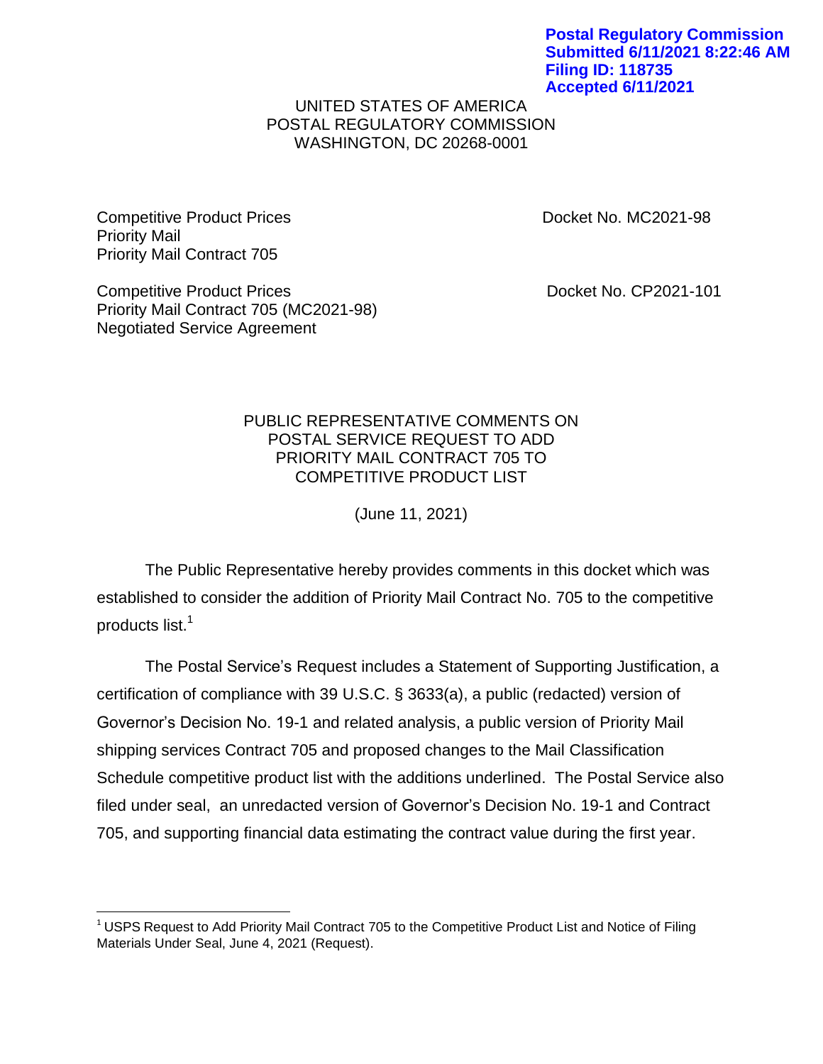**Postal Regulatory Commission**
**Submitted 6/11/2021 8:22:46 AM**
**Filing ID: 118735**
**Accepted 6/11/2021**

UNITED STATES OF AMERICA
POSTAL REGULATORY COMMISSION
WASHINGTON, DC 20268-0001

| | |
|---|---|
| Competitive Product Prices<br>Priority Mail<br>Priority Mail Contract 705 | Docket No. MC2021-98 |
| Competitive Product Prices<br>Priority Mail Contract 705 (MC2021-98)<br>Negotiated Service Agreement | Docket No. CP2021-101 |

PUBLIC REPRESENTATIVE COMMENTS ON
POSTAL SERVICE REQUEST TO ADD
PRIORITY MAIL CONTRACT 705 TO
COMPETITIVE PRODUCT LIST

(June 11, 2021)

The Public Representative hereby provides comments in this docket which was established to consider the addition of Priority Mail Contract No. 705 to the competitive products list.[1]

The Postal Service's Request includes a Statement of Supporting Justification, a certification of compliance with 39 U.S.C. § 3633(a), a public (redacted) version of Governor's Decision No. 19-1 and related analysis, a public version of Priority Mail shipping services Contract 705 and proposed changes to the Mail Classification Schedule competitive product list with the additions underlined. The Postal Service also filed under seal, an unredacted version of Governor's Decision No. 19-1 and Contract 705, and supporting financial data estimating the contract value during the first year.

[1] USPS Request to Add Priority Mail Contract 705 to the Competitive Product List and Notice of Filing Materials Under Seal, June 4, 2021 (Request).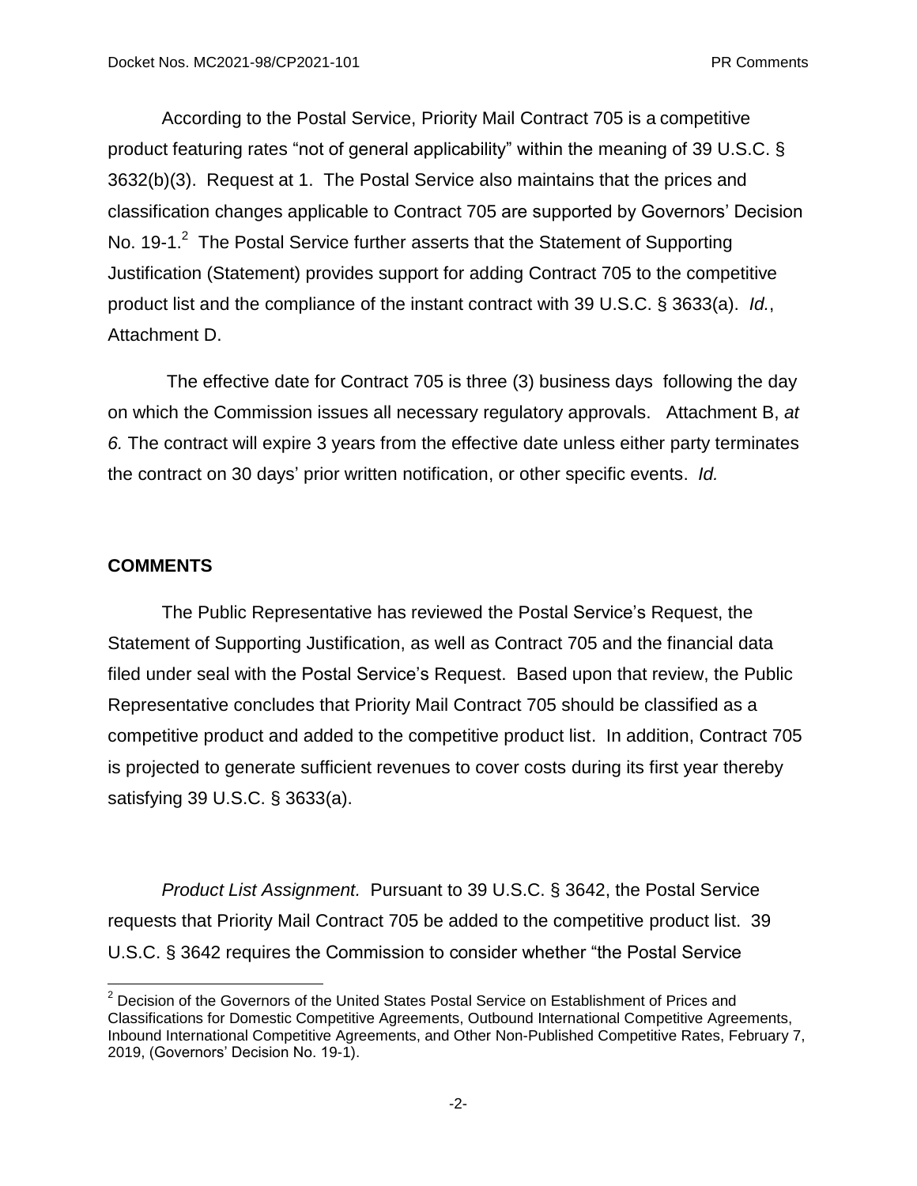According to the Postal Service, Priority Mail Contract 705 is a competitive product featuring rates "not of general applicability" within the meaning of 39 U.S.C. § 3632(b)(3). Request at 1. The Postal Service also maintains that the prices and classification changes applicable to Contract 705 are supported by Governors' Decision No. 19-1.[2] The Postal Service further asserts that the Statement of Supporting Justification (Statement) provides support for adding Contract 705 to the competitive product list and the compliance of the instant contract with 39 U.S.C. § 3633(a). *Id.*, Attachment D.

The effective date for Contract 705 is three (3) business days following the day on which the Commission issues all necessary regulatory approvals. Attachment B, *at 6.* The contract will expire 3 years from the effective date unless either party terminates the contract on 30 days' prior written notification, or other specific events. *Id.*

**COMMENTS**

The Public Representative has reviewed the Postal Service's Request, the Statement of Supporting Justification, as well as Contract 705 and the financial data filed under seal with the Postal Service's Request. Based upon that review, the Public Representative concludes that Priority Mail Contract 705 should be classified as a competitive product and added to the competitive product list. In addition, Contract 705 is projected to generate sufficient revenues to cover costs during its first year thereby satisfying 39 U.S.C. § 3633(a).

*Product List Assignment.* Pursuant to 39 U.S.C. § 3642, the Postal Service requests that Priority Mail Contract 705 be added to the competitive product list. 39 U.S.C. § 3642 requires the Commission to consider whether "the Postal Service

[2] Decision of the Governors of the United States Postal Service on Establishment of Prices and Classifications for Domestic Competitive Agreements, Outbound International Competitive Agreements, Inbound International Competitive Agreements, and Other Non-Published Competitive Rates, February 7, 2019, (Governors' Decision No. 19-1).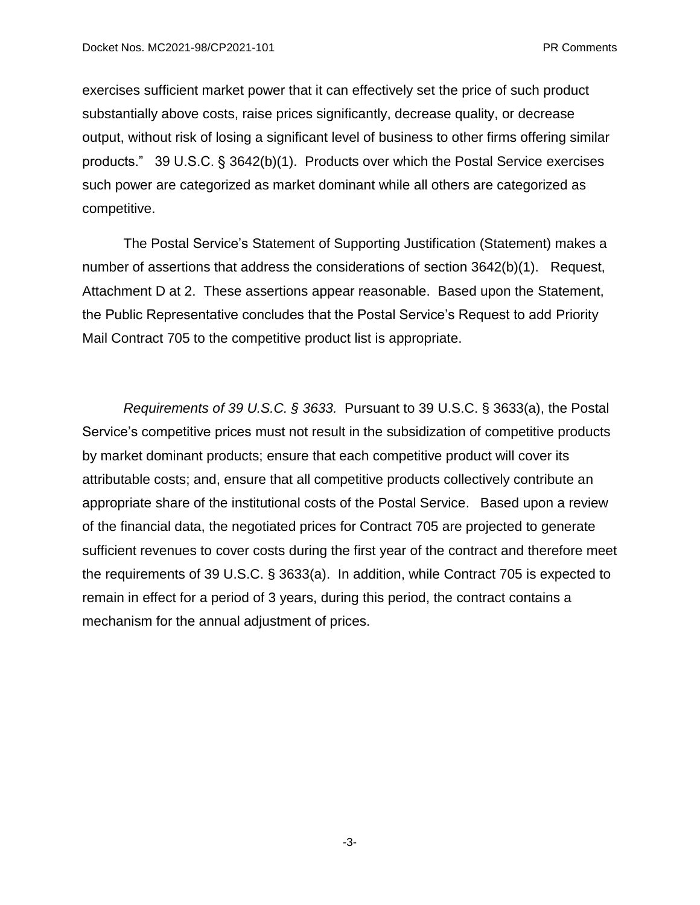exercises sufficient market power that it can effectively set the price of such product substantially above costs, raise prices significantly, decrease quality, or decrease output, without risk of losing a significant level of business to other firms offering similar products." 39 U.S.C. § 3642(b)(1). Products over which the Postal Service exercises such power are categorized as market dominant while all others are categorized as competitive.

The Postal Service's Statement of Supporting Justification (Statement) makes a number of assertions that address the considerations of section 3642(b)(1). Request, Attachment D at 2. These assertions appear reasonable. Based upon the Statement, the Public Representative concludes that the Postal Service's Request to add Priority Mail Contract 705 to the competitive product list is appropriate.

*Requirements of 39 U.S.C. § 3633.* Pursuant to 39 U.S.C. § 3633(a), the Postal Service's competitive prices must not result in the subsidization of competitive products by market dominant products; ensure that each competitive product will cover its attributable costs; and, ensure that all competitive products collectively contribute an appropriate share of the institutional costs of the Postal Service. Based upon a review of the financial data, the negotiated prices for Contract 705 are projected to generate sufficient revenues to cover costs during the first year of the contract and therefore meet the requirements of 39 U.S.C. § 3633(a). In addition, while Contract 705 is expected to remain in effect for a period of 3 years, during this period, the contract contains a mechanism for the annual adjustment of prices.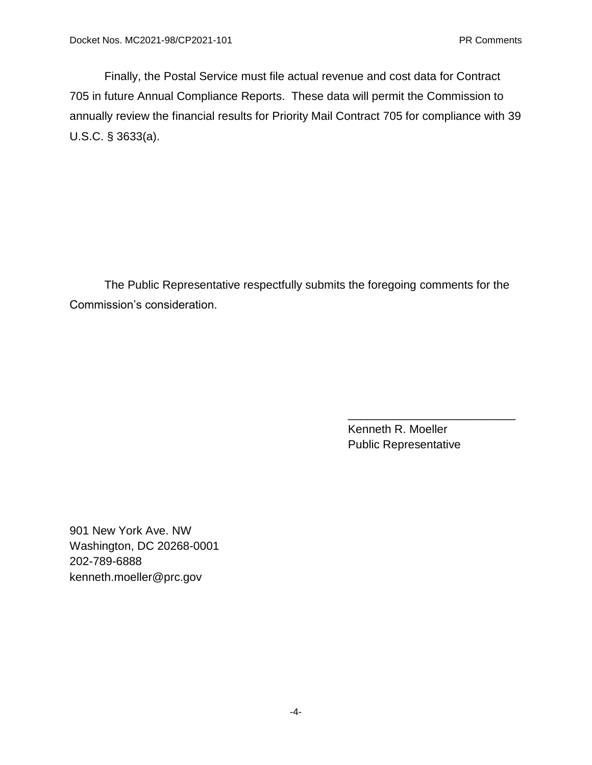Finally, the Postal Service must file actual revenue and cost data for Contract 705 in future Annual Compliance Reports. These data will permit the Commission to annually review the financial results for Priority Mail Contract 705 for compliance with 39 U.S.C. § 3633(a).

The Public Representative respectfully submits the foregoing comments for the Commission's consideration.

\_\_\_\_\_\_\_\_\_\_\_\_\_\_\_\_\_\_\_\_\_\_\_\_\_\_\_

Kenneth R. Moeller
Public Representative

901 New York Ave. NW
Washington, DC 20268-0001
202-789-6888
kenneth.moeller@prc.gov